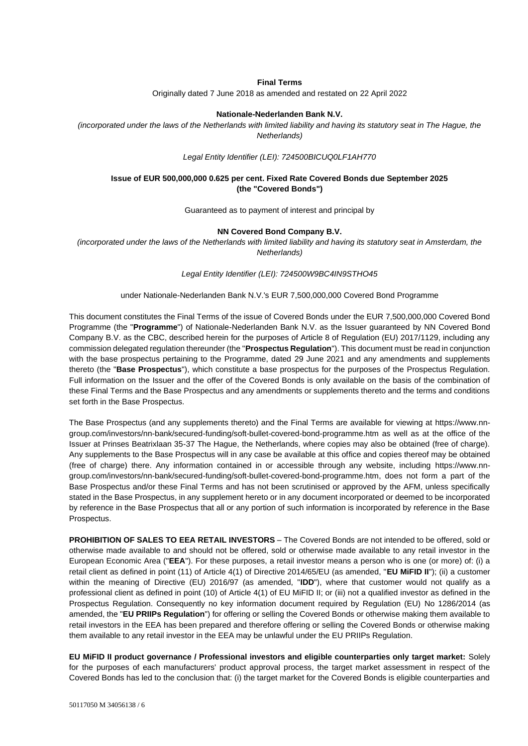**Final Terms**

Originally dated 7 June 2018 as amended and restated on 22 April 2022

**Nationale-Nederlanden Bank N.V.**

*(incorporated under the laws of the Netherlands with limited liability and having its statutory seat in The Hague, the Netherlands)*

*Legal Entity Identifier (LEI): 724500BICUQ0LF1AH770*

**Issue of EUR 500,000,000 0.625 per cent. Fixed Rate Covered Bonds due September 2025 (the "Covered Bonds")**

Guaranteed as to payment of interest and principal by

**NN Covered Bond Company B.V.**

*(incorporated under the laws of the Netherlands with limited liability and having its statutory seat in Amsterdam, the Netherlands)*

*Legal Entity Identifier (LEI): 724500W9BC4IN9STHO45*

under Nationale-Nederlanden Bank N.V.'s EUR 7,500,000,000 Covered Bond Programme

This document constitutes the Final Terms of the issue of Covered Bonds under the EUR 7,500,000,000 Covered Bond Programme (the "**Programme**") of Nationale-Nederlanden Bank N.V. as the Issuer guaranteed by NN Covered Bond Company B.V. as the CBC, described herein for the purposes of Article 8 of Regulation (EU) 2017/1129, including any commission delegated regulation thereunder (the "**Prospectus Regulation**"). This document must be read in conjunction with the base prospectus pertaining to the Programme, dated 29 June 2021 and any amendments and supplements thereto (the "**Base Prospectus**"), which constitute a base prospectus for the purposes of the Prospectus Regulation. Full information on the Issuer and the offer of the Covered Bonds is only available on the basis of the combination of these Final Terms and the Base Prospectus and any amendments or supplements thereto and the terms and conditions set forth in the Base Prospectus.

The Base Prospectus (and any supplements thereto) and the Final Terms are available for viewing at https://www.nn-group.com/investors/nn-bank/secured-funding/soft-bullet-covered-bond-programme.htm as well as at the office of the Issuer at Prinses Beatrixlaan 35-37 The Hague, the Netherlands, where copies may also be obtained (free of charge). Any supplements to the Base Prospectus will in any case be available at this office and copies thereof may be obtained (free of charge) there. Any information contained in or accessible through any website, including https://www.nn-group.com/investors/nn-bank/secured-funding/soft-bullet-covered-bond-programme.htm, does not form a part of the Base Prospectus and/or these Final Terms and has not been scrutinised or approved by the AFM, unless specifically stated in the Base Prospectus, in any supplement hereto or in any document incorporated or deemed to be incorporated by reference in the Base Prospectus that all or any portion of such information is incorporated by reference in the Base Prospectus.

**PROHIBITION OF SALES TO EEA RETAIL INVESTORS** – The Covered Bonds are not intended to be offered, sold or otherwise made available to and should not be offered, sold or otherwise made available to any retail investor in the European Economic Area ("**EEA**"). For these purposes, a retail investor means a person who is one (or more) of: (i) a retail client as defined in point (11) of Article 4(1) of Directive 2014/65/EU (as amended, "**EU MiFID II**"); (ii) a customer within the meaning of Directive (EU) 2016/97 (as amended, "**IDD**"), where that customer would not qualify as a professional client as defined in point (10) of Article 4(1) of EU MiFID II; or (iii) not a qualified investor as defined in the Prospectus Regulation. Consequently no key information document required by Regulation (EU) No 1286/2014 (as amended, the "**EU PRIIPs Regulation**") for offering or selling the Covered Bonds or otherwise making them available to retail investors in the EEA has been prepared and therefore offering or selling the Covered Bonds or otherwise making them available to any retail investor in the EEA may be unlawful under the EU PRIIPs Regulation.

**EU MiFID II product governance / Professional investors and eligible counterparties only target market:** Solely for the purposes of each manufacturers' product approval process, the target market assessment in respect of the Covered Bonds has led to the conclusion that: (i) the target market for the Covered Bonds is eligible counterparties and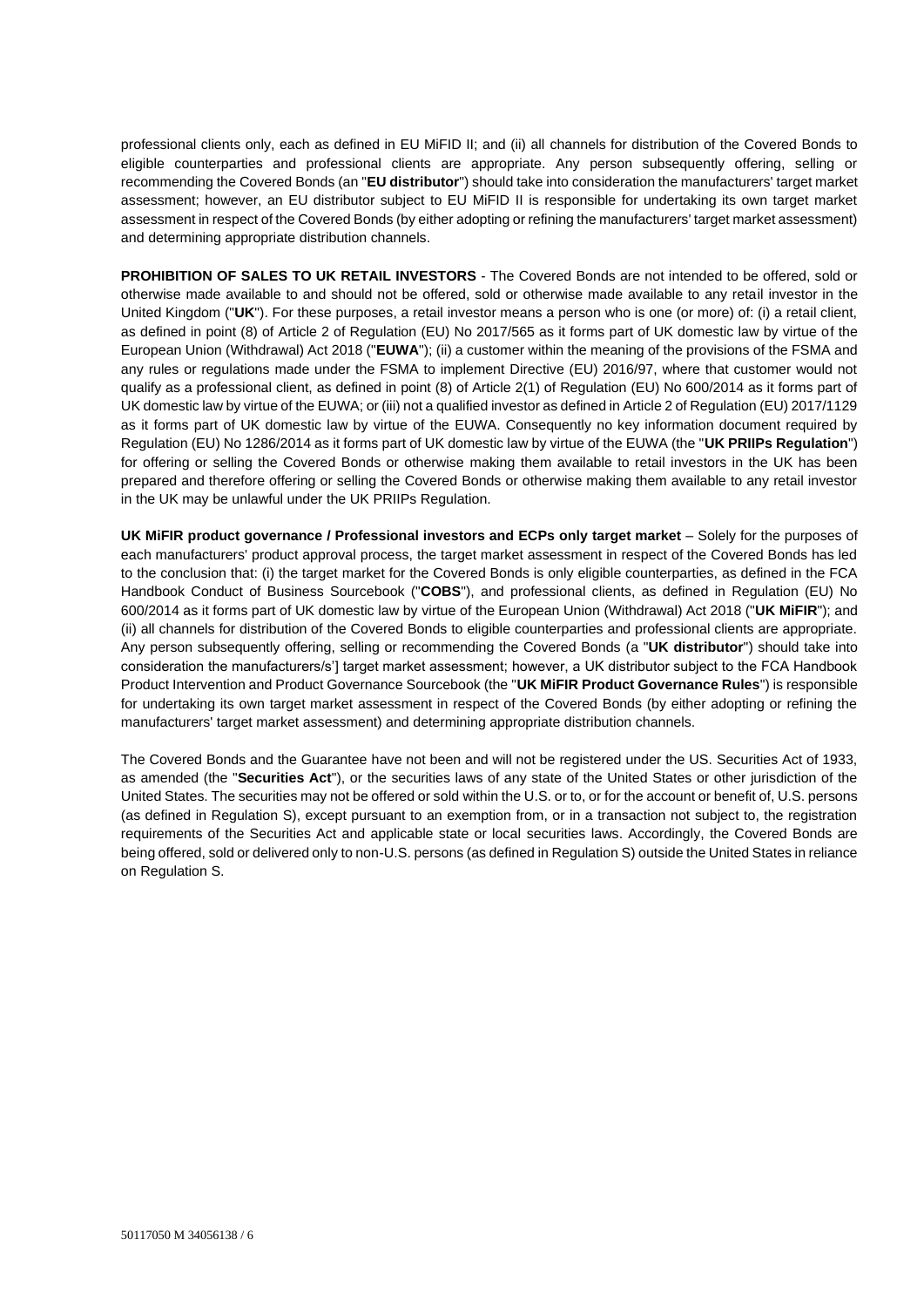professional clients only, each as defined in EU MiFID II; and (ii) all channels for distribution of the Covered Bonds to eligible counterparties and professional clients are appropriate. Any person subsequently offering, selling or recommending the Covered Bonds (an "**EU distributor**") should take into consideration the manufacturers' target market assessment; however, an EU distributor subject to EU MiFID II is responsible for undertaking its own target market assessment in respect of the Covered Bonds (by either adopting or refining the manufacturers' target market assessment) and determining appropriate distribution channels.

**PROHIBITION OF SALES TO UK RETAIL INVESTORS** - The Covered Bonds are not intended to be offered, sold or otherwise made available to and should not be offered, sold or otherwise made available to any retail investor in the United Kingdom ("**UK**"). For these purposes, a retail investor means a person who is one (or more) of: (i) a retail client, as defined in point (8) of Article 2 of Regulation (EU) No 2017/565 as it forms part of UK domestic law by virtue of the European Union (Withdrawal) Act 2018 ("**EUWA**"); (ii) a customer within the meaning of the provisions of the FSMA and any rules or regulations made under the FSMA to implement Directive (EU) 2016/97, where that customer would not qualify as a professional client, as defined in point (8) of Article 2(1) of Regulation (EU) No 600/2014 as it forms part of UK domestic law by virtue of the EUWA; or (iii) not a qualified investor as defined in Article 2 of Regulation (EU) 2017/1129 as it forms part of UK domestic law by virtue of the EUWA. Consequently no key information document required by Regulation (EU) No 1286/2014 as it forms part of UK domestic law by virtue of the EUWA (the "**UK PRIIPs Regulation**") for offering or selling the Covered Bonds or otherwise making them available to retail investors in the UK has been prepared and therefore offering or selling the Covered Bonds or otherwise making them available to any retail investor in the UK may be unlawful under the UK PRIIPs Regulation.

**UK MiFIR product governance / Professional investors and ECPs only target market** – Solely for the purposes of each manufacturers' product approval process, the target market assessment in respect of the Covered Bonds has led to the conclusion that: (i) the target market for the Covered Bonds is only eligible counterparties, as defined in the FCA Handbook Conduct of Business Sourcebook ("**COBS**"), and professional clients, as defined in Regulation (EU) No 600/2014 as it forms part of UK domestic law by virtue of the European Union (Withdrawal) Act 2018 ("**UK MiFIR**"); and (ii) all channels for distribution of the Covered Bonds to eligible counterparties and professional clients are appropriate. Any person subsequently offering, selling or recommending the Covered Bonds (a "**UK distributor**") should take into consideration the manufacturers/s'] target market assessment; however, a UK distributor subject to the FCA Handbook Product Intervention and Product Governance Sourcebook (the "**UK MiFIR Product Governance Rules**") is responsible for undertaking its own target market assessment in respect of the Covered Bonds (by either adopting or refining the manufacturers' target market assessment) and determining appropriate distribution channels.

The Covered Bonds and the Guarantee have not been and will not be registered under the US. Securities Act of 1933, as amended (the "**Securities Act**"), or the securities laws of any state of the United States or other jurisdiction of the United States. The securities may not be offered or sold within the U.S. or to, or for the account or benefit of, U.S. persons (as defined in Regulation S), except pursuant to an exemption from, or in a transaction not subject to, the registration requirements of the Securities Act and applicable state or local securities laws. Accordingly, the Covered Bonds are being offered, sold or delivered only to non-U.S. persons (as defined in Regulation S) outside the United States in reliance on Regulation S.

50117050 M 34056138 / 6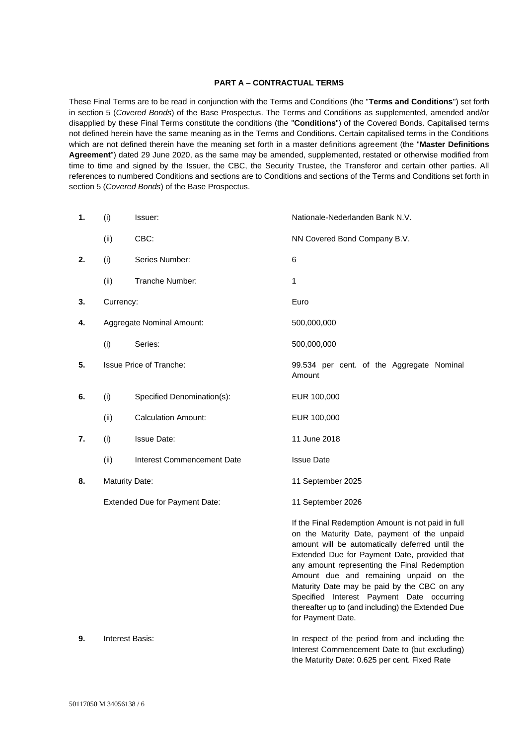## PART A – CONTRACTUAL TERMS

These Final Terms are to be read in conjunction with the Terms and Conditions (the "**Terms and Conditions**") set forth in section 5 (*Covered Bonds*) of the Base Prospectus. The Terms and Conditions as supplemented, amended and/or disapplied by these Final Terms constitute the conditions (the "**Conditions**") of the Covered Bonds. Capitalised terms not defined herein have the same meaning as in the Terms and Conditions. Certain capitalised terms in the Conditions which are not defined therein have the meaning set forth in a master definitions agreement (the "**Master Definitions Agreement**") dated 29 June 2020, as the same may be amended, supplemented, restated or otherwise modified from time to time and signed by the Issuer, the CBC, the Security Trustee, the Transferor and certain other parties. All references to numbered Conditions and sections are to Conditions and sections of the Terms and Conditions set forth in section 5 (*Covered Bonds*) of the Base Prospectus.

| | | | |
|---|---|---|---|
| **1.** | (i) | Issuer: | Nationale-Nederlanden Bank N.V. |
| | (ii) | CBC: | NN Covered Bond Company B.V. |
| **2.** | (i) | Series Number: | 6 |
| | (ii) | Tranche Number: | 1 |
| **3.** | Currency: | | Euro |
| **4.** | Aggregate Nominal Amount: | | 500,000,000 |
| | (i) | Series: | 500,000,000 |
| **5.** | Issue Price of Tranche: | | 99.534 per cent. of the Aggregate Nominal Amount |
| **6.** | (i) | Specified Denomination(s): | EUR 100,000 |
| | (ii) | Calculation Amount: | EUR 100,000 |
| **7.** | (i) | Issue Date: | 11 June 2018 |
| | (ii) | Interest Commencement Date | Issue Date |
| **8.** | Maturity Date: | | 11 September 2025 |
| | Extended Due for Payment Date: | | 11 September 2026 |
| | | | If the Final Redemption Amount is not paid in full on the Maturity Date, payment of the unpaid amount will be automatically deferred until the Extended Due for Payment Date, provided that any amount representing the Final Redemption Amount due and remaining unpaid on the Maturity Date may be paid by the CBC on any Specified Interest Payment Date occurring thereafter up to (and including) the Extended Due for Payment Date. |
| **9.** | Interest Basis: | | In respect of the period from and including the Interest Commencement Date to (but excluding) the Maturity Date: 0.625 per cent. Fixed Rate |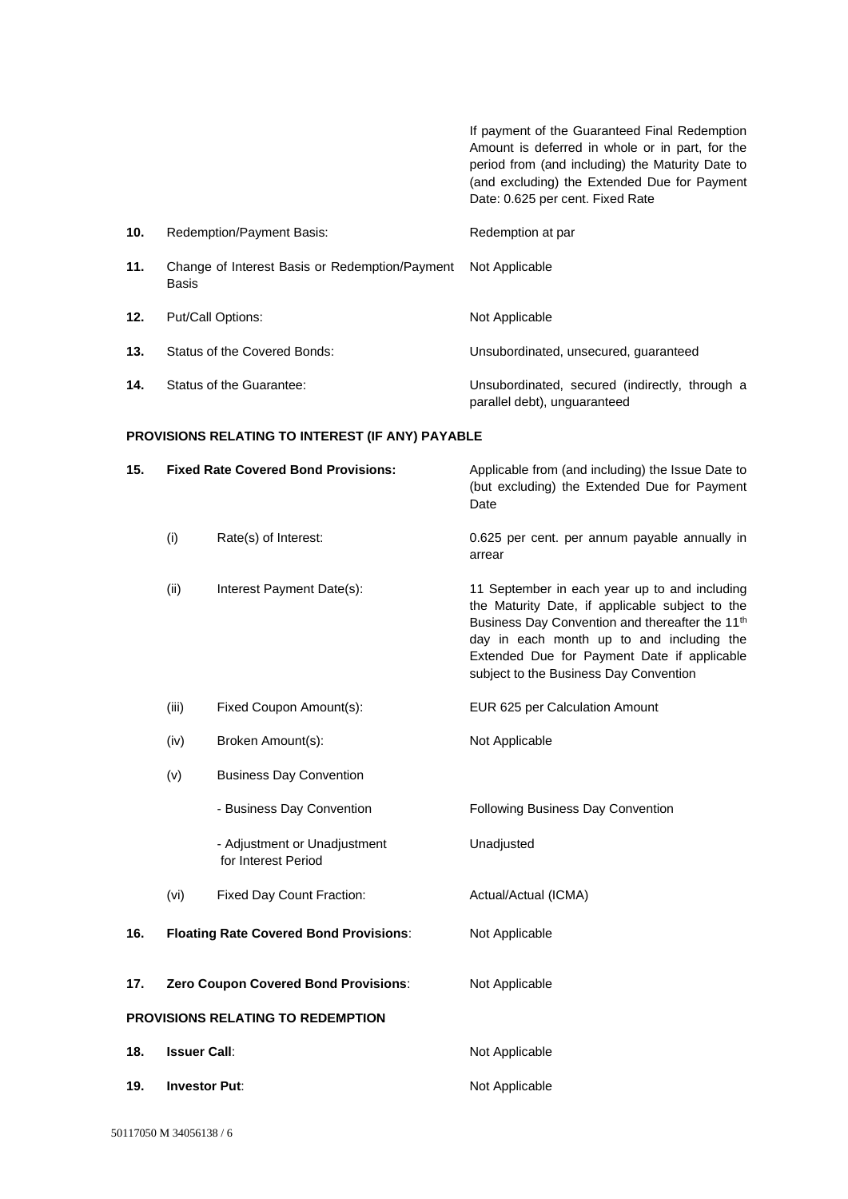| | | |
|---|---|---|
| | | If payment of the Guaranteed Final Redemption Amount is deferred in whole or in part, for the period from (and including) the Maturity Date to (and excluding) the Extended Due for Payment Date: 0.625 per cent. Fixed Rate |
| **10.** | Redemption/Payment Basis: | Redemption at par |
| **11.** | Change of Interest Basis or Redemption/Payment Basis | Not Applicable |
| **12.** | Put/Call Options: | Not Applicable |
| **13.** | Status of the Covered Bonds: | Unsubordinated, unsecured, guaranteed |
| **14.** | Status of the Guarantee: | Unsubordinated, secured (indirectly, through a parallel debt), unguaranteed |

**PROVISIONS RELATING TO INTEREST (IF ANY) PAYABLE**

| | | | |
|---|---|---|---|
| **15.** | **Fixed Rate Covered Bond Provisions:** | | Applicable from (and including) the Issue Date to (but excluding) the Extended Due for Payment Date |
| | (i) | Rate(s) of Interest: | 0.625 per cent. per annum payable annually in arrear |
| | (ii) | Interest Payment Date(s): | 11 September in each year up to and including the Maturity Date, if applicable subject to the Business Day Convention and thereafter the 11th day in each month up to and including the Extended Due for Payment Date if applicable subject to the Business Day Convention |
| | (iii) | Fixed Coupon Amount(s): | EUR 625 per Calculation Amount |
| | (iv) | Broken Amount(s): | Not Applicable |
| | (v) | Business Day Convention | |
| | | - Business Day Convention | Following Business Day Convention |
| | | - Adjustment or Unadjustment for Interest Period | Unadjusted |
| | (vi) | Fixed Day Count Fraction: | Actual/Actual (ICMA) |
| **16.** | **Floating Rate Covered Bond Provisions**: | | Not Applicable |
| **17.** | **Zero Coupon Covered Bond Provisions**: | | Not Applicable |

**PROVISIONS RELATING TO REDEMPTION**

| | | |
|---|---|---|
| **18.** | **Issuer Call**: | Not Applicable |
| **19.** | **Investor Put**: | Not Applicable |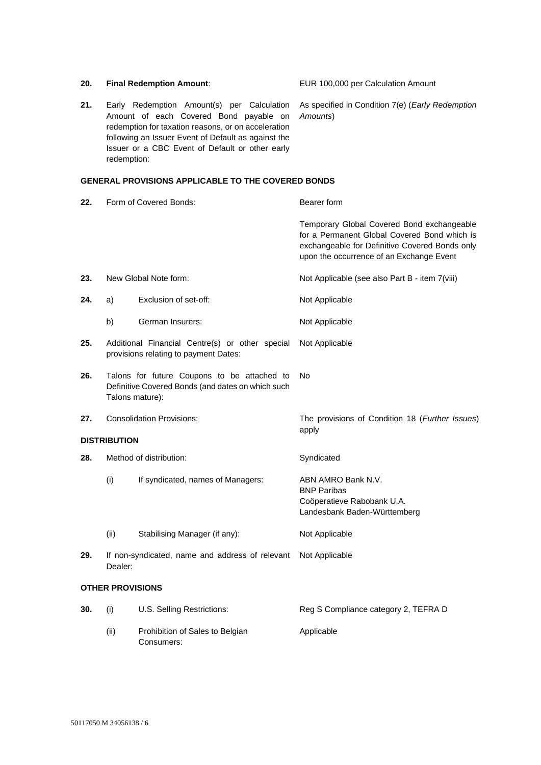| | | | |
|---|---|---|---|
| **20.** | **Final Redemption Amount**: | | EUR 100,000 per Calculation Amount |
| **21.** | Early Redemption Amount(s) per Calculation Amount of each Covered Bond payable on redemption for taxation reasons, or on acceleration following an Issuer Event of Default as against the Issuer or a CBC Event of Default or other early redemption: | | As specified in Condition 7(e) (*Early Redemption Amounts*) |

**GENERAL PROVISIONS APPLICABLE TO THE COVERED BONDS**

| | | | |
|---|---|---|---|
| **22.** | Form of Covered Bonds: | | Bearer form<br><br>Temporary Global Covered Bond exchangeable for a Permanent Global Covered Bond which is exchangeable for Definitive Covered Bonds only upon the occurrence of an Exchange Event |
| **23.** | New Global Note form: | | Not Applicable (see also Part B - item 7(viii) |
| **24.** | a) | Exclusion of set-off: | Not Applicable |
| | b) | German Insurers: | Not Applicable |
| **25.** | Additional Financial Centre(s) or other special provisions relating to payment Dates: | | Not Applicable |
| **26.** | Talons for future Coupons to be attached to Definitive Covered Bonds (and dates on which such Talons mature): | | No |
| **27.** | Consolidation Provisions: | | The provisions of Condition 18 (*Further Issues*) apply |

**DISTRIBUTION**

| | | | |
|---|---|---|---|
| **28.** | Method of distribution: | | Syndicated |
| | (i) | If syndicated, names of Managers: | ABN AMRO Bank N.V.<br>BNP Paribas<br>Coöperatieve Rabobank U.A.<br>Landesbank Baden-Württemberg |
| | (ii) | Stabilising Manager (if any): | Not Applicable |
| **29.** | If non-syndicated, name and address of relevant Dealer: | | Not Applicable |

**OTHER PROVISIONS**

| | | | |
|---|---|---|---|
| **30.** | (i) | U.S. Selling Restrictions: | Reg S Compliance category 2, TEFRA D |
| | (ii) | Prohibition of Sales to Belgian Consumers: | Applicable |

50117050 M 34056138 / 6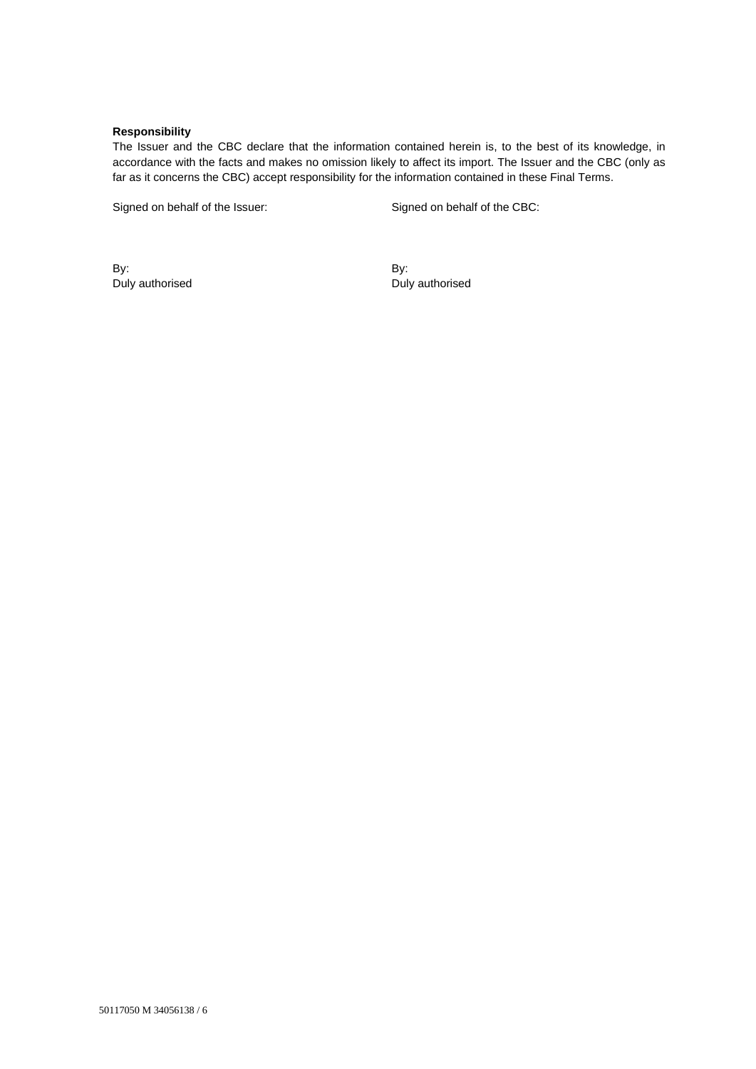**Responsibility**

The Issuer and the CBC declare that the information contained herein is, to the best of its knowledge, in accordance with the facts and makes no omission likely to affect its import. The Issuer and the CBC (only as far as it concerns the CBC) accept responsibility for the information contained in these Final Terms.

| Signed on behalf of the Issuer: | Signed on behalf of the CBC: |
|---|---|
| By: | By: |
| Duly authorised | Duly authorised |

50117050 M 34056138 / 6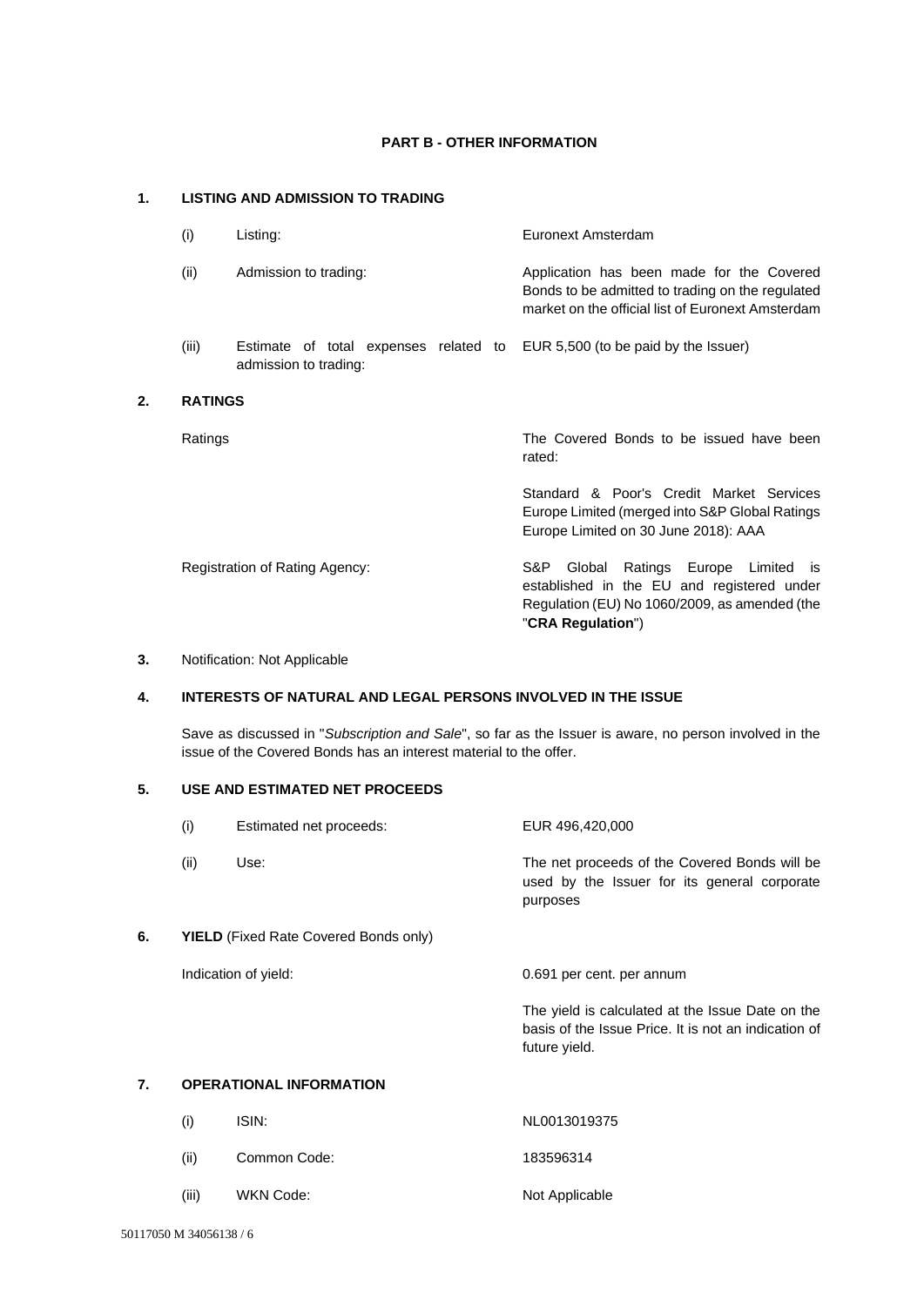## PART B - OTHER INFORMATION

### 1. LISTING AND ADMISSION TO TRADING

| | | |
|---|---|---|
| (i) | Listing: | Euronext Amsterdam |
| (ii) | Admission to trading: | Application has been made for the Covered Bonds to be admitted to trading on the regulated market on the official list of Euronext Amsterdam |
| (iii) | Estimate of total expenses related to admission to trading: | EUR 5,500 (to be paid by the Issuer) |

### 2. RATINGS

| | |
|---|---|
| Ratings | The Covered Bonds to be issued have been rated:<br><br>Standard & Poor's Credit Market Services Europe Limited (merged into S&P Global Ratings Europe Limited on 30 June 2018): AAA |
| Registration of Rating Agency: | S&P Global Ratings Europe Limited is established in the EU and registered under Regulation (EU) No 1060/2009, as amended (the "**CRA Regulation**") |

### 3. Notification: Not Applicable

### 4. INTERESTS OF NATURAL AND LEGAL PERSONS INVOLVED IN THE ISSUE

Save as discussed in "*Subscription and Sale*", so far as the Issuer is aware, no person involved in the issue of the Covered Bonds has an interest material to the offer.

### 5. USE AND ESTIMATED NET PROCEEDS

| | | |
|---|---|---|
| (i) | Estimated net proceeds: | EUR 496,420,000 |
| (ii) | Use: | The net proceeds of the Covered Bonds will be used by the Issuer for its general corporate purposes |

### 6. YIELD (Fixed Rate Covered Bonds only)

| | |
|---|---|
| Indication of yield: | 0.691 per cent. per annum<br><br>The yield is calculated at the Issue Date on the basis of the Issue Price. It is not an indication of future yield. |

### 7. OPERATIONAL INFORMATION

| | | |
|---|---|---|
| (i) | ISIN: | NL0013019375 |
| (ii) | Common Code: | 183596314 |
| (iii) | WKN Code: | Not Applicable |

50117050 M 34056138 / 6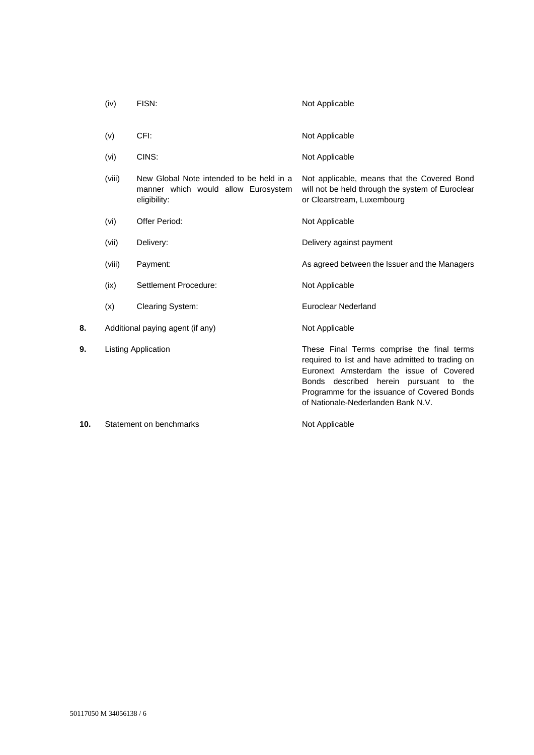| | | | |
|---|---|---|---|
| | (iv) | FISN: | Not Applicable |
| | (v) | CFI: | Not Applicable |
| | (vi) | CINS: | Not Applicable |
| | (viii) | New Global Note intended to be held in a manner which would allow Eurosystem eligibility: | Not applicable, means that the Covered Bond will not be held through the system of Euroclear or Clearstream, Luxembourg |
| | (vi) | Offer Period: | Not Applicable |
| | (vii) | Delivery: | Delivery against payment |
| | (viii) | Payment: | As agreed between the Issuer and the Managers |
| | (ix) | Settlement Procedure: | Not Applicable |
| | (x) | Clearing System: | Euroclear Nederland |
| **8.** | Additional paying agent (if any) | | Not Applicable |
| **9.** | Listing Application | | These Final Terms comprise the final terms required to list and have admitted to trading on Euronext Amsterdam the issue of Covered Bonds described herein pursuant to the Programme for the issuance of Covered Bonds of Nationale-Nederlanden Bank N.V. |
| **10.** | Statement on benchmarks | | Not Applicable |

50117050 M 34056138 / 6